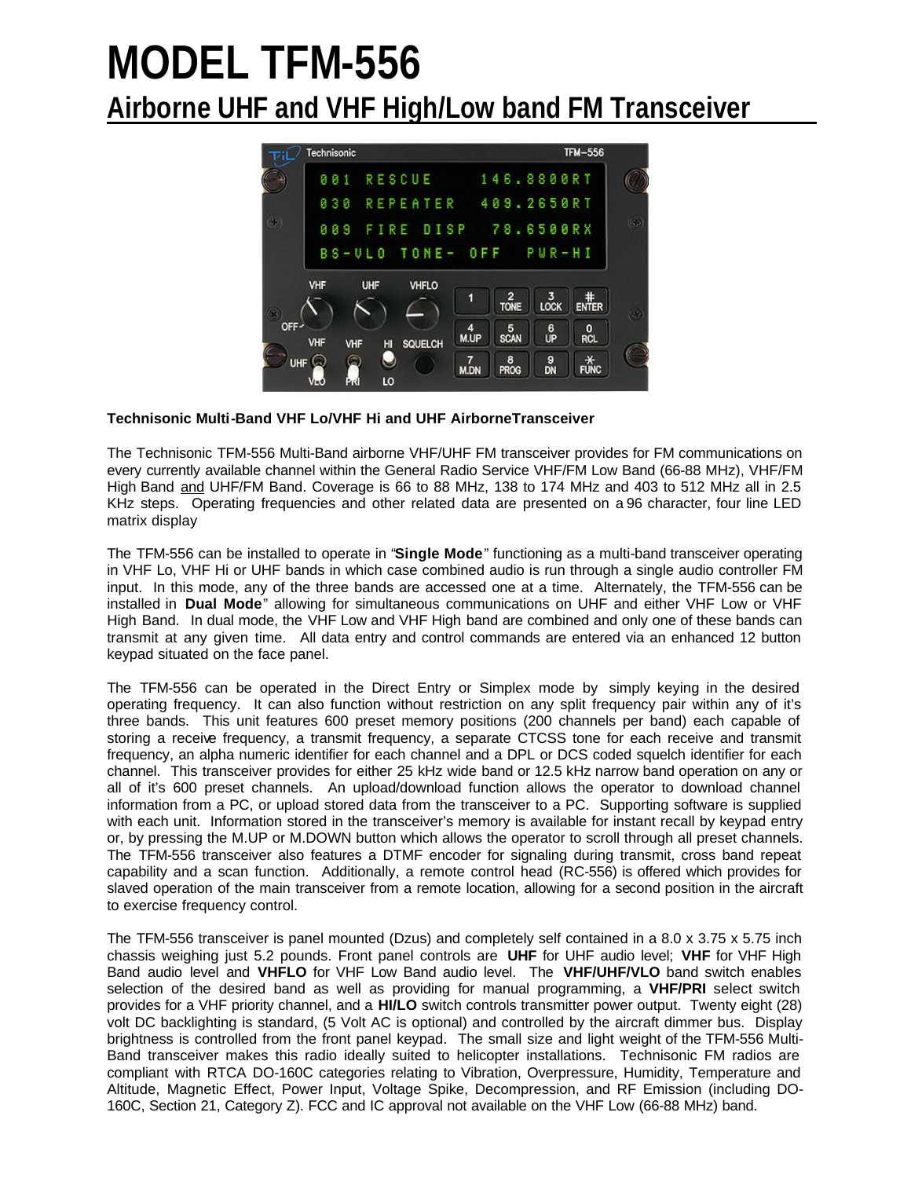# MODEL TFM-556

## Airborne UHF and VHF High/Low band FM Transceiver

**Technisonic Multi-Band VHF Lo/VHF Hi and UHF AirborneTransceiver**

The Technisonic TFM-556 Multi-Band airborne VHF/UHF FM transceiver provides for FM communications on every currently available channel within the General Radio Service VHF/FM Low Band (66-88 MHz), VHF/FM High Band and UHF/FM Band. Coverage is 66 to 88 MHz, 138 to 174 MHz and 403 to 512 MHz all in 2.5 KHz steps. Operating frequencies and other related data are presented on a 96 character, four line LED matrix display

The TFM-556 can be installed to operate in "**Single Mode**" functioning as a multi-band transceiver operating in VHF Lo, VHF Hi or UHF bands in which case combined audio is run through a single audio controller FM input. In this mode, any of the three bands are accessed one at a time. Alternately, the TFM-556 can be installed in **Dual Mode**" allowing for simultaneous communications on UHF and either VHF Low or VHF High Band. In dual mode, the VHF Low and VHF High band are combined and only one of these bands can transmit at any given time. All data entry and control commands are entered via an enhanced 12 button keypad situated on the face panel.

The TFM-556 can be operated in the Direct Entry or Simplex mode by simply keying in the desired operating frequency. It can also function without restriction on any split frequency pair within any of it's three bands. This unit features 600 preset memory positions (200 channels per band) each capable of storing a receive frequency, a transmit frequency, a separate CTCSS tone for each receive and transmit frequency, an alpha numeric identifier for each channel and a DPL or DCS coded squelch identifier for each channel. This transceiver provides for either 25 kHz wide band or 12.5 kHz narrow band operation on any or all of it's 600 preset channels. An upload/download function allows the operator to download channel information from a PC, or upload stored data from the transceiver to a PC. Supporting software is supplied with each unit. Information stored in the transceiver's memory is available for instant recall by keypad entry or, by pressing the M.UP or M.DOWN button which allows the operator to scroll through all preset channels. The TFM-556 transceiver also features a DTMF encoder for signaling during transmit, cross band repeat capability and a scan function. Additionally, a remote control head (RC-556) is offered which provides for slaved operation of the main transceiver from a remote location, allowing for a second position in the aircraft to exercise frequency control.

The TFM-556 transceiver is panel mounted (Dzus) and completely self contained in a 8.0 x 3.75 x 5.75 inch chassis weighing just 5.2 pounds. Front panel controls are **UHF** for UHF audio level; **VHF** for VHF High Band audio level and **VHFLO** for VHF Low Band audio level. The **VHF/UHF/VLO** band switch enables selection of the desired band as well as providing for manual programming, a **VHF/PRI** select switch provides for a VHF priority channel, and a **HI/LO** switch controls transmitter power output. Twenty eight (28) volt DC backlighting is standard, (5 Volt AC is optional) and controlled by the aircraft dimmer bus. Display brightness is controlled from the front panel keypad. The small size and light weight of the TFM-556 Multi-Band transceiver makes this radio ideally suited to helicopter installations. Technisonic FM radios are compliant with RTCA DO-160C categories relating to Vibration, Overpressure, Humidity, Temperature and Altitude, Magnetic Effect, Power Input, Voltage Spike, Decompression, and RF Emission (including DO-160C, Section 21, Category Z). FCC and IC approval not available on the VHF Low (66-88 MHz) band.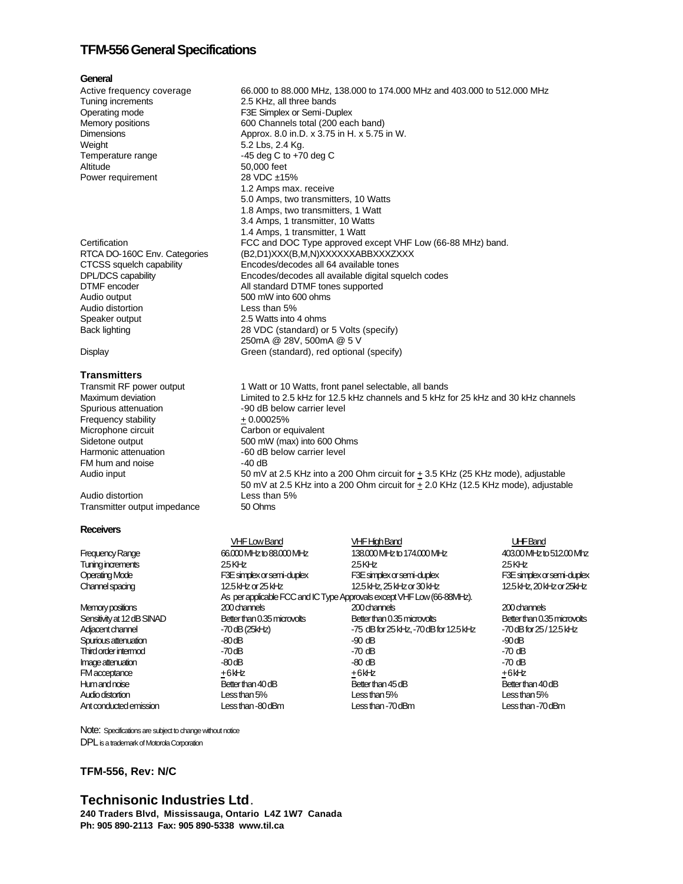# TFM-556 General Specifications

### General

| | |
|---|---|
| Active frequency coverage | 66.000 to 88.000 MHz, 138.000 to 174.000 MHz and 403.000 to 512.000 MHz |
| Tuning increments | 2.5 KHz, all three bands |
| Operating mode | F3E Simplex or Semi-Duplex |
| Memory positions | 600 Channels total (200 each band) |
| Dimensions | Approx. 8.0 in.D. x 3.75 in H. x 5.75 in W. |
| Weight | 5.2 Lbs, 2.4 Kg. |
| Temperature range | -45 deg C to +70 deg C |
| Altitude | 50,000 feet |
| Power requirement | 28 VDC ±15%<br>1.2 Amps max. receive<br>5.0 Amps, two transmitters, 10 Watts<br>1.8 Amps, two transmitters, 1 Watt<br>3.4 Amps, 1 transmitter, 10 Watts<br>1.4 Amps, 1 transmitter, 1 Watt |
| Certification | FCC and DOC Type approved except VHF Low (66-88 MHz) band. |
| RTCA DO-160C Env. Categories | (B2,D1)XXX(B,M,N)XXXXXXABBXXXZXXX |
| CTCSS squelch capability | Encodes/decodes all 64 available tones |
| DPL/DCS capability | Encodes/decodes all available digital squelch codes |
| DTMF encoder | All standard DTMF tones supported |
| Audio output | 500 mW into 600 ohms |
| Audio distortion | Less than 5% |
| Speaker output | 2.5 Watts into 4 ohms |
| Back lighting | 28 VDC (standard) or 5 Volts (specify)<br>250mA @ 28V, 500mA @ 5 V |
| Display | Green (standard), red optional (specify) |

### Transmitters

| | |
|---|---|
| Transmit RF power output | 1 Watt or 10 Watts, front panel selectable, all bands |
| Maximum deviation | Limited to 2.5 kHz for 12.5 kHz channels and 5 kHz for 25 kHz and 30 kHz channels |
| Spurious attenuation | -90 dB below carrier level |
| Frequency stability | ± 0.00025% |
| Microphone circuit | Carbon or equivalent |
| Sidetone output | 500 mW (max) into 600 Ohms |
| Harmonic attenuation | -60 dB below carrier level |
| FM hum and noise | -40 dB |
| Audio input | 50 mV at 2.5 KHz into a 200 Ohm circuit for ± 3.5 KHz (25 KHz mode), adjustable<br>50 mV at 2.5 KHz into a 200 Ohm circuit for ± 2.0 KHz (12.5 KHz mode), adjustable |
| Audio distortion | Less than 5% |
| Transmitter output impedance | 50 Ohms |

### Receivers

| | VHF Low Band | VHF High Band | UHF Band |
|---|---|---|---|
| Frequency Range | 66.000 MHz to 88.000 MHz | 138.000 MHz to 174.000 MHz | 403.00 MHz to 512.00 Mhz |
| Tuning increments | 2.5 KHz | 2.5 KHz | 2.5 KHz |
| Operating Mode | F3E simplex or semi-duplex | F3E simplex or semi-duplex | F3E simplex or semi-duplex |
| Channel spacing | 12.5 kHz or 25 kHz | 12.5 kHz, 25 kHz or 30 kHz | 12.5 kHz, 20 kHz or 25kHz |
| | As per applicable FCC and IC Type Approvals except VHF Low (66-88MHz). | | |
| Memory positions | 200 channels | 200 channels | 200 channels |
| Sensitivity at 12 dB SINAD | Better than 0.35 microvolts | Better than 0.35 microvolts | Better than 0.35 microvolts |
| Adjacent channel | -70 dB (25kHz) | -75 dB for 25 kHz, -70 dB for 12.5 kHz | -70 dB for 25 / 12.5 kHz |
| Spurious attenuation | -80 dB | -90 dB | -90 dB |
| Third order intermod | -70 dB | -70 dB | -70 dB |
| Image attenuation | -80 dB | -80 dB | -70 dB |
| FM acceptance | ± 6 kHz | ± 6 kHz | ± 6 kHz |
| Hum and noise | Better than 40 dB | Better than 45 dB | Better than 40 dB |
| Audio distortion | Less than 5% | Less than 5% | Less than 5% |
| Ant conducted emission | Less than -80 dBm | Less than -70 dBm | Less than -70 dBm |

Note: Specifications are subject to change without notice

DPL is a trademark of Motorola Corporation

**TFM-556, Rev: N/C**

## Technisonic Industries Ltd.

**240 Traders Blvd, Mississauga, Ontario L4Z 1W7 Canada**
**Ph: 905 890-2113 Fax: 905 890-5338 www.til.ca**